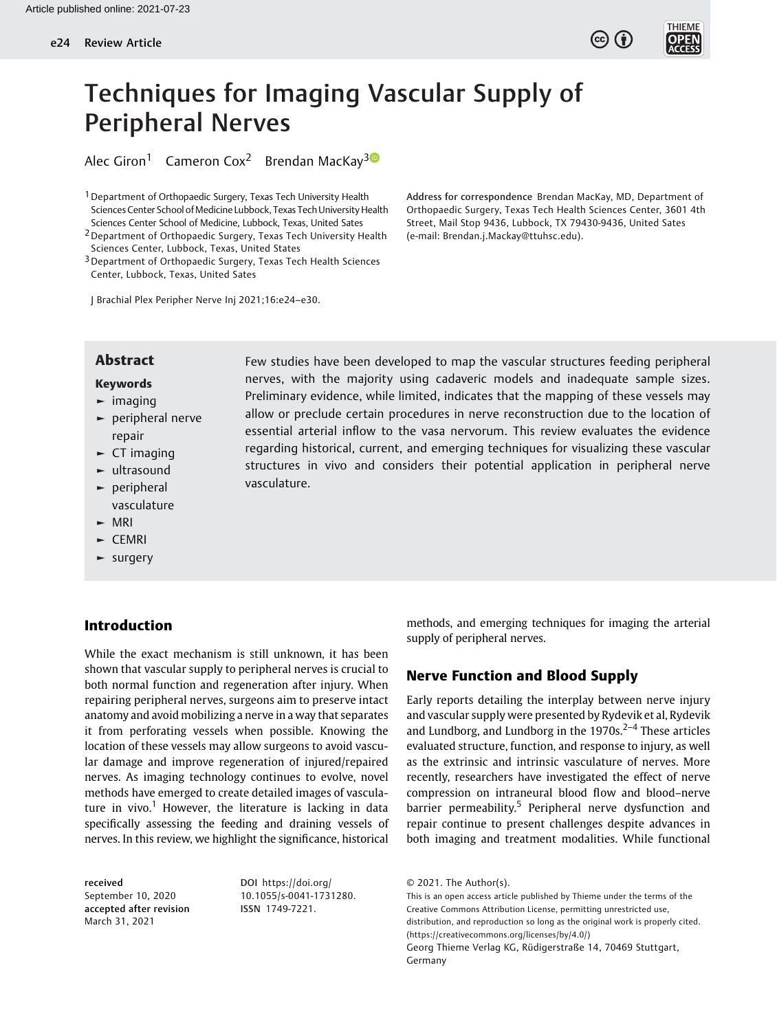# Techniques for Imaging Vascular Supply of Peripheral Nerves

Alec Giron[1] Cameron Cox[2] Brendan MacKay[3]

[1] Department of Orthopaedic Surgery, Texas Tech University Health Sciences Center School of Medicine Lubbock, Texas Tech University Health Sciences Center School of Medicine, Lubbock, Texas, United Sates

[2] Department of Orthopaedic Surgery, Texas Tech University Health Sciences Center, Lubbock, Texas, United States

[3] Department of Orthopaedic Surgery, Texas Tech Health Sciences Center, Lubbock, Texas, United Sates

Address for correspondence Brendan MacKay, MD, Department of Orthopaedic Surgery, Texas Tech Health Sciences Center, 3601 4th Street, Mail Stop 9436, Lubbock, TX 79430-9436, United Sates (e-mail: Brendan.j.Mackay@ttuhsc.edu).

J Brachial Plex Peripher Nerve Inj 2021;16:e24–e30.

## Abstract

Few studies have been developed to map the vascular structures feeding peripheral nerves, with the majority using cadaveric models and inadequate sample sizes. Preliminary evidence, while limited, indicates that the mapping of these vessels may allow or preclude certain procedures in nerve reconstruction due to the location of essential arterial inflow to the vasa nervorum. This review evaluates the evidence regarding historical, current, and emerging techniques for visualizing these vascular structures in vivo and considers their potential application in peripheral nerve vasculature.

**Keywords**

- imaging
- peripheral nerve repair
- CT imaging
- ultrasound
- peripheral vasculature
- MRI
- CEMRI
- surgery

## Introduction

While the exact mechanism is still unknown, it has been shown that vascular supply to peripheral nerves is crucial to both normal function and regeneration after injury. When repairing peripheral nerves, surgeons aim to preserve intact anatomy and avoid mobilizing a nerve in a way that separates it from perforating vessels when possible. Knowing the location of these vessels may allow surgeons to avoid vascular damage and improve regeneration of injured/repaired nerves. As imaging technology continues to evolve, novel methods have emerged to create detailed images of vasculature in vivo.[1] However, the literature is lacking in data specifically assessing the feeding and draining vessels of nerves. In this review, we highlight the significance, historical methods, and emerging techniques for imaging the arterial supply of peripheral nerves.

## Nerve Function and Blood Supply

Early reports detailing the interplay between nerve injury and vascular supply were presented by Rydevik et al, Rydevik and Lundborg, and Lundborg in the 1970s.[2–4] These articles evaluated structure, function, and response to injury, as well as the extrinsic and intrinsic vasculature of nerves. More recently, researchers have investigated the effect of nerve compression on intraneural blood flow and blood–nerve barrier permeability.[5] Peripheral nerve dysfunction and repair continue to present challenges despite advances in both imaging and treatment modalities. While functional

received
September 10, 2020
accepted after revision
March 31, 2021

DOI https://doi.org/10.1055/s-0041-1731280.
ISSN 1749-7221.

© 2021. The Author(s).
This is an open access article published by Thieme under the terms of the Creative Commons Attribution License, permitting unrestricted use, distribution, and reproduction so long as the original work is properly cited. (https://creativecommons.org/licenses/by/4.0/)
Georg Thieme Verlag KG, Rüdigerstraße 14, 70469 Stuttgart, Germany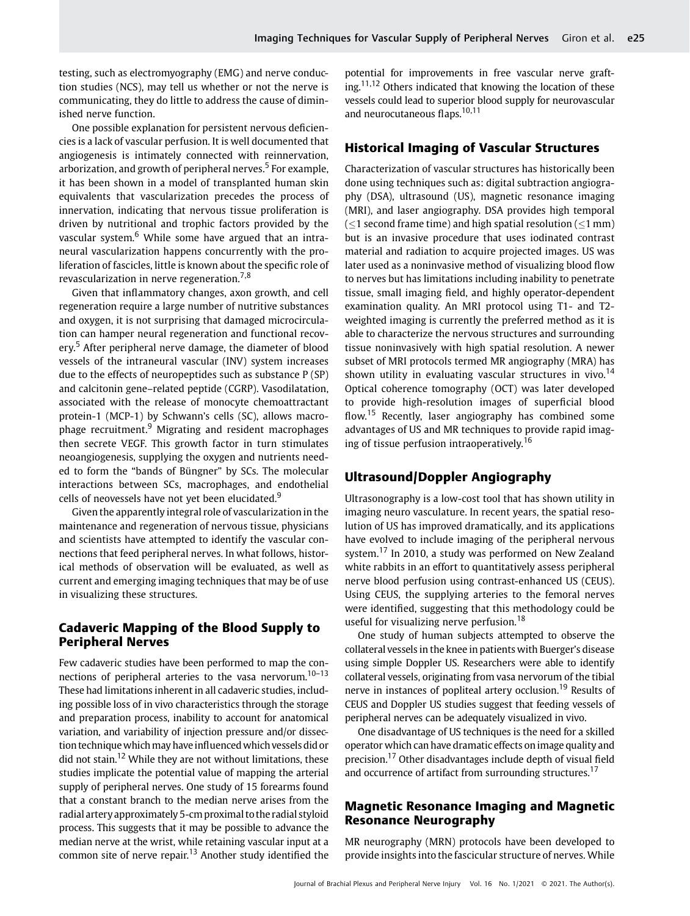testing, such as electromyography (EMG) and nerve conduction studies (NCS), may tell us whether or not the nerve is communicating, they do little to address the cause of diminished nerve function.

One possible explanation for persistent nervous deficiencies is a lack of vascular perfusion. It is well documented that angiogenesis is intimately connected with reinnervation, arborization, and growth of peripheral nerves.[5] For example, it has been shown in a model of transplanted human skin equivalents that vascularization precedes the process of innervation, indicating that nervous tissue proliferation is driven by nutritional and trophic factors provided by the vascular system.[6] While some have argued that an intraneural vascularization happens concurrently with the proliferation of fascicles, little is known about the specific role of revascularization in nerve regeneration.[7,8]

Given that inflammatory changes, axon growth, and cell regeneration require a large number of nutritive substances and oxygen, it is not surprising that damaged microcirculation can hamper neural regeneration and functional recovery.[5] After peripheral nerve damage, the diameter of blood vessels of the intraneural vascular (INV) system increases due to the effects of neuropeptides such as substance P (SP) and calcitonin gene–related peptide (CGRP). Vasodilatation, associated with the release of monocyte chemoattractant protein-1 (MCP-1) by Schwann's cells (SC), allows macrophage recruitment.[9] Migrating and resident macrophages then secrete VEGF. This growth factor in turn stimulates neoangiogenesis, supplying the oxygen and nutrients needed to form the "bands of Büngner" by SCs. The molecular interactions between SCs, macrophages, and endothelial cells of neovessels have not yet been elucidated.[9]

Given the apparently integral role of vascularization in the maintenance and regeneration of nervous tissue, physicians and scientists have attempted to identify the vascular connections that feed peripheral nerves. In what follows, historical methods of observation will be evaluated, as well as current and emerging imaging techniques that may be of use in visualizing these structures.

## Cadaveric Mapping of the Blood Supply to Peripheral Nerves

Few cadaveric studies have been performed to map the connections of peripheral arteries to the vasa nervorum.[10–13] These had limitations inherent in all cadaveric studies, including possible loss of in vivo characteristics through the storage and preparation process, inability to account for anatomical variation, and variability of injection pressure and/or dissection technique which may have influenced which vessels did or did not stain.[12] While they are not without limitations, these studies implicate the potential value of mapping the arterial supply of peripheral nerves. One study of 15 forearms found that a constant branch to the median nerve arises from the radial artery approximately 5-cm proximal to the radial styloid process. This suggests that it may be possible to advance the median nerve at the wrist, while retaining vascular input at a common site of nerve repair.[13] Another study identified the potential for improvements in free vascular nerve grafting.[11,12] Others indicated that knowing the location of these vessels could lead to superior blood supply for neurovascular and neurocutaneous flaps.[10,11]

## Historical Imaging of Vascular Structures

Characterization of vascular structures has historically been done using techniques such as: digital subtraction angiography (DSA), ultrasound (US), magnetic resonance imaging (MRI), and laser angiography. DSA provides high temporal ($\leq$1 second frame time) and high spatial resolution ($\leq$1 mm) but is an invasive procedure that uses iodinated contrast material and radiation to acquire projected images. US was later used as a noninvasive method of visualizing blood flow to nerves but has limitations including inability to penetrate tissue, small imaging field, and highly operator-dependent examination quality. An MRI protocol using T1- and T2-weighted imaging is currently the preferred method as it is able to characterize the nervous structures and surrounding tissue noninvasively with high spatial resolution. A newer subset of MRI protocols termed MR angiography (MRA) has shown utility in evaluating vascular structures in vivo.[14] Optical coherence tomography (OCT) was later developed to provide high-resolution images of superficial blood flow.[15] Recently, laser angiography has combined some advantages of US and MR techniques to provide rapid imaging of tissue perfusion intraoperatively.[16]

## Ultrasound/Doppler Angiography

Ultrasonography is a low-cost tool that has shown utility in imaging neuro vasculature. In recent years, the spatial resolution of US has improved dramatically, and its applications have evolved to include imaging of the peripheral nervous system.[17] In 2010, a study was performed on New Zealand white rabbits in an effort to quantitatively assess peripheral nerve blood perfusion using contrast-enhanced US (CEUS). Using CEUS, the supplying arteries to the femoral nerves were identified, suggesting that this methodology could be useful for visualizing nerve perfusion.[18]

One study of human subjects attempted to observe the collateral vessels in the knee in patients with Buerger's disease using simple Doppler US. Researchers were able to identify collateral vessels, originating from vasa nervorum of the tibial nerve in instances of popliteal artery occlusion.[19] Results of CEUS and Doppler US studies suggest that feeding vessels of peripheral nerves can be adequately visualized in vivo.

One disadvantage of US techniques is the need for a skilled operator which can have dramatic effects on image quality and precision.[17] Other disadvantages include depth of visual field and occurrence of artifact from surrounding structures.[17]

## Magnetic Resonance Imaging and Magnetic Resonance Neurography

MR neurography (MRN) protocols have been developed to provide insights into the fascicular structure of nerves. While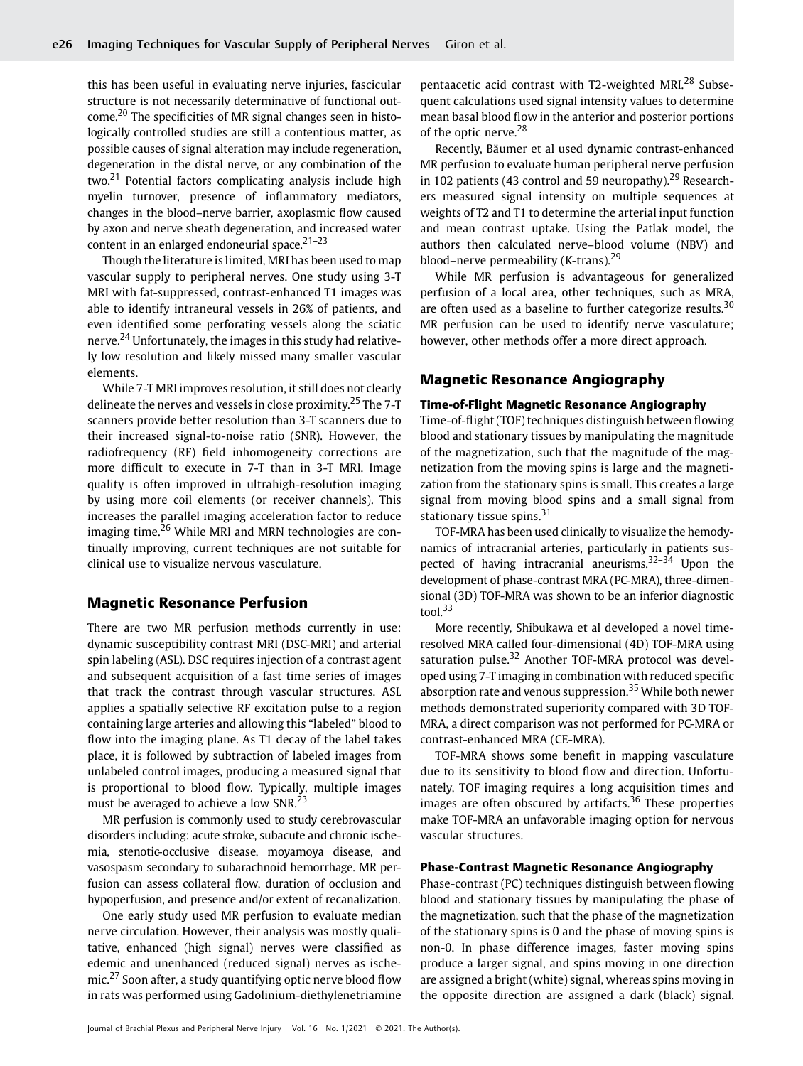this has been useful in evaluating nerve injuries, fascicular structure is not necessarily determinative of functional outcome.[20] The specificities of MR signal changes seen in histologically controlled studies are still a contentious matter, as possible causes of signal alteration may include regeneration, degeneration in the distal nerve, or any combination of the two.[21] Potential factors complicating analysis include high myelin turnover, presence of inflammatory mediators, changes in the blood–nerve barrier, axoplasmic flow caused by axon and nerve sheath degeneration, and increased water content in an enlarged endoneurial space.[21–23]

Though the literature is limited, MRI has been used to map vascular supply to peripheral nerves. One study using 3-T MRI with fat-suppressed, contrast-enhanced T1 images was able to identify intraneural vessels in 26% of patients, and even identified some perforating vessels along the sciatic nerve.[24] Unfortunately, the images in this study had relatively low resolution and likely missed many smaller vascular elements.

While 7-T MRI improves resolution, it still does not clearly delineate the nerves and vessels in close proximity.[25] The 7-T scanners provide better resolution than 3-T scanners due to their increased signal-to-noise ratio (SNR). However, the radiofrequency (RF) field inhomogeneity corrections are more difficult to execute in 7-T than in 3-T MRI. Image quality is often improved in ultrahigh-resolution imaging by using more coil elements (or receiver channels). This increases the parallel imaging acceleration factor to reduce imaging time.[26] While MRI and MRN technologies are continually improving, current techniques are not suitable for clinical use to visualize nervous vasculature.

## Magnetic Resonance Perfusion

There are two MR perfusion methods currently in use: dynamic susceptibility contrast MRI (DSC-MRI) and arterial spin labeling (ASL). DSC requires injection of a contrast agent and subsequent acquisition of a fast time series of images that track the contrast through vascular structures. ASL applies a spatially selective RF excitation pulse to a region containing large arteries and allowing this "labeled" blood to flow into the imaging plane. As T1 decay of the label takes place, it is followed by subtraction of labeled images from unlabeled control images, producing a measured signal that is proportional to blood flow. Typically, multiple images must be averaged to achieve a low SNR.[23]

MR perfusion is commonly used to study cerebrovascular disorders including: acute stroke, subacute and chronic ischemia, stenotic-occlusive disease, moyamoya disease, and vasospasm secondary to subarachnoid hemorrhage. MR perfusion can assess collateral flow, duration of occlusion and hypoperfusion, and presence and/or extent of recanalization.

One early study used MR perfusion to evaluate median nerve circulation. However, their analysis was mostly qualitative, enhanced (high signal) nerves were classified as edemic and unenhanced (reduced signal) nerves as ischemic.[27] Soon after, a study quantifying optic nerve blood flow in rats was performed using Gadolinium-diethylenetriamine pentaacetic acid contrast with T2-weighted MRI.[28] Subsequent calculations used signal intensity values to determine mean basal blood flow in the anterior and posterior portions of the optic nerve.[28]

Recently, Bäumer et al used dynamic contrast-enhanced MR perfusion to evaluate human peripheral nerve perfusion in 102 patients (43 control and 59 neuropathy).[29] Researchers measured signal intensity on multiple sequences at weights of T2 and T1 to determine the arterial input function and mean contrast uptake. Using the Patlak model, the authors then calculated nerve–blood volume (NBV) and blood–nerve permeability (K-trans).[29]

While MR perfusion is advantageous for generalized perfusion of a local area, other techniques, such as MRA, are often used as a baseline to further categorize results.[30] MR perfusion can be used to identify nerve vasculature; however, other methods offer a more direct approach.

## Magnetic Resonance Angiography

### Time-of-Flight Magnetic Resonance Angiography

Time-of-flight (TOF) techniques distinguish between flowing blood and stationary tissues by manipulating the magnitude of the magnetization, such that the magnitude of the magnetization from the moving spins is large and the magnetization from the stationary spins is small. This creates a large signal from moving blood spins and a small signal from stationary tissue spins.[31]

TOF-MRA has been used clinically to visualize the hemodynamics of intracranial arteries, particularly in patients suspected of having intracranial aneurisms.[32–34] Upon the development of phase-contrast MRA (PC-MRA), three-dimensional (3D) TOF-MRA was shown to be an inferior diagnostic tool.[33]

More recently, Shibukawa et al developed a novel time-resolved MRA called four-dimensional (4D) TOF-MRA using saturation pulse.[32] Another TOF-MRA protocol was developed using 7-T imaging in combination with reduced specific absorption rate and venous suppression.[35] While both newer methods demonstrated superiority compared with 3D TOF-MRA, a direct comparison was not performed for PC-MRA or contrast-enhanced MRA (CE-MRA).

TOF-MRA shows some benefit in mapping vasculature due to its sensitivity to blood flow and direction. Unfortunately, TOF imaging requires a long acquisition times and images are often obscured by artifacts.[36] These properties make TOF-MRA an unfavorable imaging option for nervous vascular structures.

### Phase-Contrast Magnetic Resonance Angiography

Phase-contrast (PC) techniques distinguish between flowing blood and stationary tissues by manipulating the phase of the magnetization, such that the phase of the magnetization of the stationary spins is 0 and the phase of moving spins is non-0. In phase difference images, faster moving spins produce a larger signal, and spins moving in one direction are assigned a bright (white) signal, whereas spins moving in the opposite direction are assigned a dark (black) signal.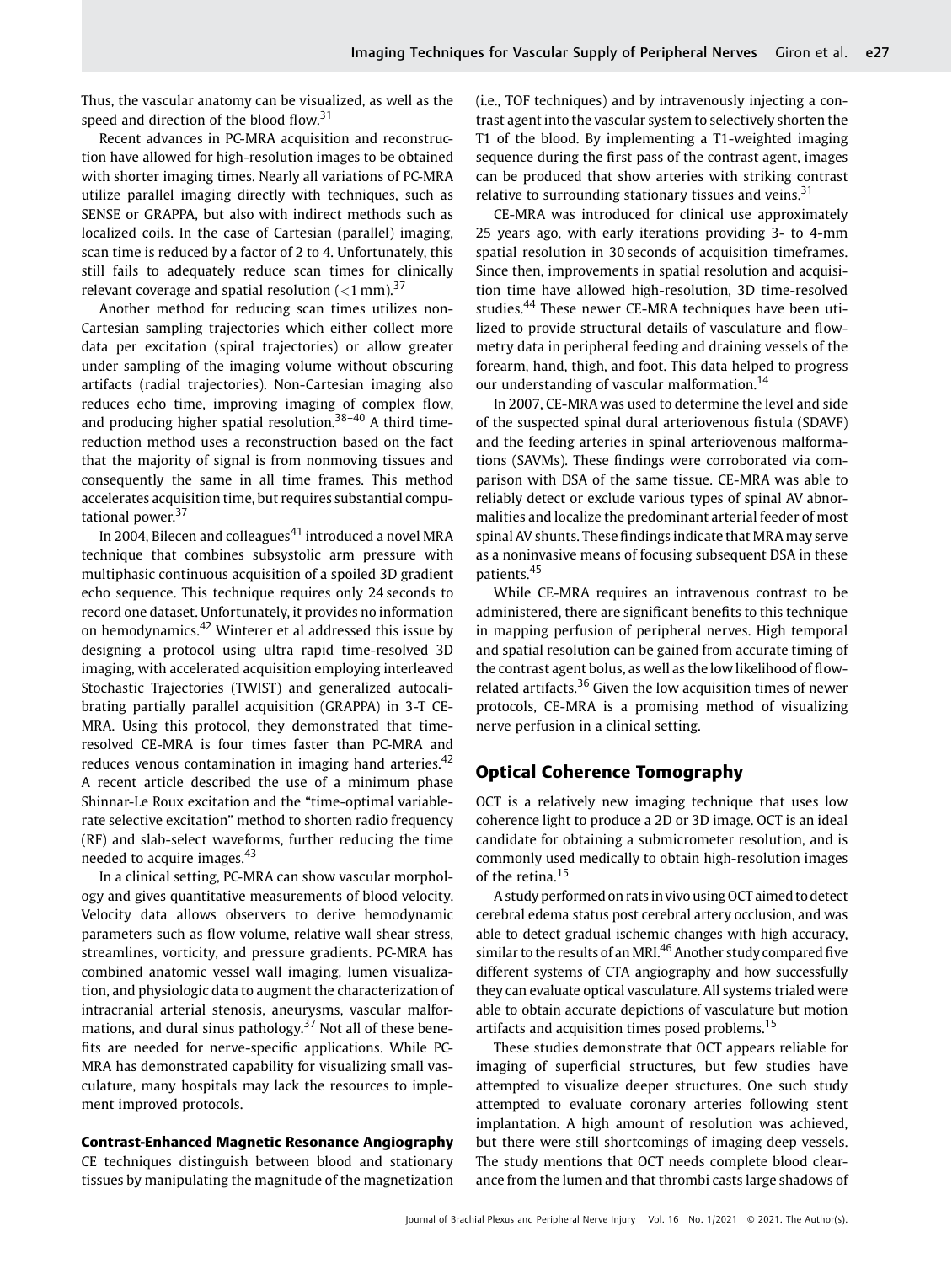Thus, the vascular anatomy can be visualized, as well as the speed and direction of the blood flow.[31]

Recent advances in PC-MRA acquisition and reconstruction have allowed for high-resolution images to be obtained with shorter imaging times. Nearly all variations of PC-MRA utilize parallel imaging directly with techniques, such as SENSE or GRAPPA, but also with indirect methods such as localized coils. In the case of Cartesian (parallel) imaging, scan time is reduced by a factor of 2 to 4. Unfortunately, this still fails to adequately reduce scan times for clinically relevant coverage and spatial resolution (<1 mm).[37]

Another method for reducing scan times utilizes non-Cartesian sampling trajectories which either collect more data per excitation (spiral trajectories) or allow greater under sampling of the imaging volume without obscuring artifacts (radial trajectories). Non-Cartesian imaging also reduces echo time, improving imaging of complex flow, and producing higher spatial resolution.[38–40] A third time-reduction method uses a reconstruction based on the fact that the majority of signal is from nonmoving tissues and consequently the same in all time frames. This method accelerates acquisition time, but requires substantial computational power.[37]

In 2004, Bilecen and colleagues[41] introduced a novel MRA technique that combines subsystolic arm pressure with multiphasic continuous acquisition of a spoiled 3D gradient echo sequence. This technique requires only 24 seconds to record one dataset. Unfortunately, it provides no information on hemodynamics.[42] Winterer et al addressed this issue by designing a protocol using ultra rapid time-resolved 3D imaging, with accelerated acquisition employing interleaved Stochastic Trajectories (TWIST) and generalized autocalibrating partially parallel acquisition (GRAPPA) in 3-T CE-MRA. Using this protocol, they demonstrated that time-resolved CE-MRA is four times faster than PC-MRA and reduces venous contamination in imaging hand arteries.[42] A recent article described the use of a minimum phase Shinnar-Le Roux excitation and the "time-optimal variable-rate selective excitation" method to shorten radio frequency (RF) and slab-select waveforms, further reducing the time needed to acquire images.[43]

In a clinical setting, PC-MRA can show vascular morphology and gives quantitative measurements of blood velocity. Velocity data allows observers to derive hemodynamic parameters such as flow volume, relative wall shear stress, streamlines, vorticity, and pressure gradients. PC-MRA has combined anatomic vessel wall imaging, lumen visualization, and physiologic data to augment the characterization of intracranial arterial stenosis, aneurysms, vascular malformations, and dural sinus pathology.[37] Not all of these benefits are needed for nerve-specific applications. While PC-MRA has demonstrated capability for visualizing small vasculature, many hospitals may lack the resources to implement improved protocols.

### Contrast-Enhanced Magnetic Resonance Angiography

CE techniques distinguish between blood and stationary tissues by manipulating the magnitude of the magnetization (i.e., TOF techniques) and by intravenously injecting a contrast agent into the vascular system to selectively shorten the T1 of the blood. By implementing a T1-weighted imaging sequence during the first pass of the contrast agent, images can be produced that show arteries with striking contrast relative to surrounding stationary tissues and veins.[31]

CE-MRA was introduced for clinical use approximately 25 years ago, with early iterations providing 3- to 4-mm spatial resolution in 30 seconds of acquisition timeframes. Since then, improvements in spatial resolution and acquisition time have allowed high-resolution, 3D time-resolved studies.[44] These newer CE-MRA techniques have been utilized to provide structural details of vasculature and flowmetry data in peripheral feeding and draining vessels of the forearm, hand, thigh, and foot. This data helped to progress our understanding of vascular malformation.[14]

In 2007, CE-MRA was used to determine the level and side of the suspected spinal dural arteriovenous fistula (SDAVF) and the feeding arteries in spinal arteriovenous malformations (SAVMs). These findings were corroborated via comparison with DSA of the same tissue. CE-MRA was able to reliably detect or exclude various types of spinal AV abnormalities and localize the predominant arterial feeder of most spinal AV shunts. These findings indicate that MRA may serve as a noninvasive means of focusing subsequent DSA in these patients.[45]

While CE-MRA requires an intravenous contrast to be administered, there are significant benefits to this technique in mapping perfusion of peripheral nerves. High temporal and spatial resolution can be gained from accurate timing of the contrast agent bolus, as well as the low likelihood of flow-related artifacts.[36] Given the low acquisition times of newer protocols, CE-MRA is a promising method of visualizing nerve perfusion in a clinical setting.

## Optical Coherence Tomography

OCT is a relatively new imaging technique that uses low coherence light to produce a 2D or 3D image. OCT is an ideal candidate for obtaining a submicrometer resolution, and is commonly used medically to obtain high-resolution images of the retina.[15]

A study performed on rats in vivo using OCT aimed to detect cerebral edema status post cerebral artery occlusion, and was able to detect gradual ischemic changes with high accuracy, similar to the results of an MRI.[46] Another study compared five different systems of CTA angiography and how successfully they can evaluate optical vasculature. All systems trialed were able to obtain accurate depictions of vasculature but motion artifacts and acquisition times posed problems.[15]

These studies demonstrate that OCT appears reliable for imaging of superficial structures, but few studies have attempted to visualize deeper structures. One such study attempted to evaluate coronary arteries following stent implantation. A high amount of resolution was achieved, but there were still shortcomings of imaging deep vessels. The study mentions that OCT needs complete blood clearance from the lumen and that thrombi casts large shadows of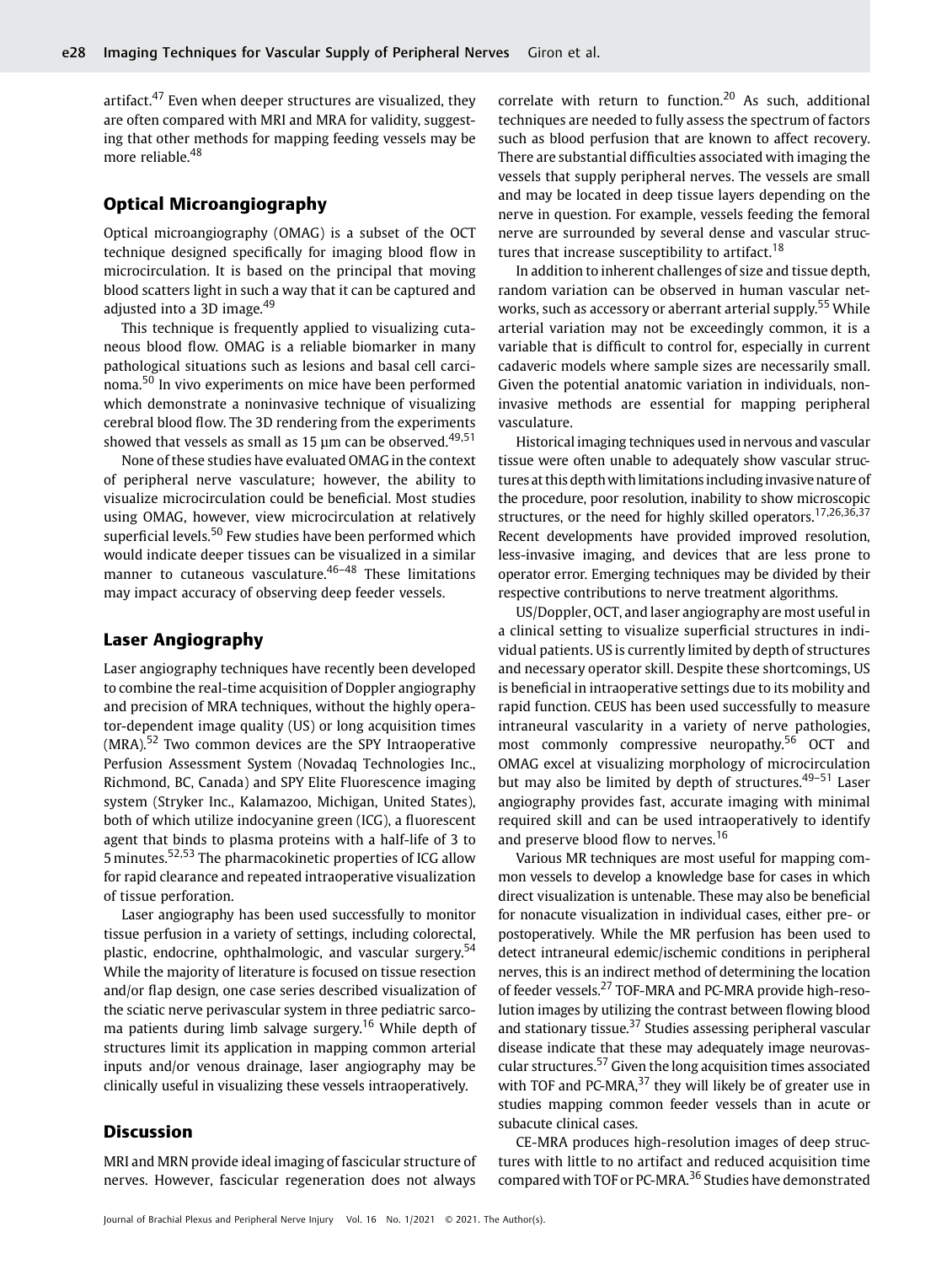artifact.[47] Even when deeper structures are visualized, they are often compared with MRI and MRA for validity, suggesting that other methods for mapping feeding vessels may be more reliable.[48]

## Optical Microangiography

Optical microangiography (OMAG) is a subset of the OCT technique designed specifically for imaging blood flow in microcirculation. It is based on the principal that moving blood scatters light in such a way that it can be captured and adjusted into a 3D image.[49]

This technique is frequently applied to visualizing cutaneous blood flow. OMAG is a reliable biomarker in many pathological situations such as lesions and basal cell carcinoma.[50] In vivo experiments on mice have been performed which demonstrate a noninvasive technique of visualizing cerebral blood flow. The 3D rendering from the experiments showed that vessels as small as 15 µm can be observed.[49,51]

None of these studies have evaluated OMAG in the context of peripheral nerve vasculature; however, the ability to visualize microcirculation could be beneficial. Most studies using OMAG, however, view microcirculation at relatively superficial levels.[50] Few studies have been performed which would indicate deeper tissues can be visualized in a similar manner to cutaneous vasculature.[46–48] These limitations may impact accuracy of observing deep feeder vessels.

## Laser Angiography

Laser angiography techniques have recently been developed to combine the real-time acquisition of Doppler angiography and precision of MRA techniques, without the highly operator-dependent image quality (US) or long acquisition times (MRA).[52] Two common devices are the SPY Intraoperative Perfusion Assessment System (Novadaq Technologies Inc., Richmond, BC, Canada) and SPY Elite Fluorescence imaging system (Stryker Inc., Kalamazoo, Michigan, United States), both of which utilize indocyanine green (ICG), a fluorescent agent that binds to plasma proteins with a half-life of 3 to 5 minutes.[52,53] The pharmacokinetic properties of ICG allow for rapid clearance and repeated intraoperative visualization of tissue perforation.

Laser angiography has been used successfully to monitor tissue perfusion in a variety of settings, including colorectal, plastic, endocrine, ophthalmologic, and vascular surgery.[54] While the majority of literature is focused on tissue resection and/or flap design, one case series described visualization of the sciatic nerve perivascular system in three pediatric sarcoma patients during limb salvage surgery.[16] While depth of structures limit its application in mapping common arterial inputs and/or venous drainage, laser angiography may be clinically useful in visualizing these vessels intraoperatively.

## Discussion

MRI and MRN provide ideal imaging of fascicular structure of nerves. However, fascicular regeneration does not always correlate with return to function.[20] As such, additional techniques are needed to fully assess the spectrum of factors such as blood perfusion that are known to affect recovery. There are substantial difficulties associated with imaging the vessels that supply peripheral nerves. The vessels are small and may be located in deep tissue layers depending on the nerve in question. For example, vessels feeding the femoral nerve are surrounded by several dense and vascular structures that increase susceptibility to artifact.[18]

In addition to inherent challenges of size and tissue depth, random variation can be observed in human vascular networks, such as accessory or aberrant arterial supply.[55] While arterial variation may not be exceedingly common, it is a variable that is difficult to control for, especially in current cadaveric models where sample sizes are necessarily small. Given the potential anatomic variation in individuals, noninvasive methods are essential for mapping peripheral vasculature.

Historical imaging techniques used in nervous and vascular tissue were often unable to adequately show vascular structures at this depth with limitations including invasive nature of the procedure, poor resolution, inability to show microscopic structures, or the need for highly skilled operators.[17,26,36,37] Recent developments have provided improved resolution, less-invasive imaging, and devices that are less prone to operator error. Emerging techniques may be divided by their respective contributions to nerve treatment algorithms.

US/Doppler, OCT, and laser angiography are most useful in a clinical setting to visualize superficial structures in individual patients. US is currently limited by depth of structures and necessary operator skill. Despite these shortcomings, US is beneficial in intraoperative settings due to its mobility and rapid function. CEUS has been used successfully to measure intraneural vascularity in a variety of nerve pathologies, most commonly compressive neuropathy.[56] OCT and OMAG excel at visualizing morphology of microcirculation but may also be limited by depth of structures.[49–51] Laser angiography provides fast, accurate imaging with minimal required skill and can be used intraoperatively to identify and preserve blood flow to nerves.[16]

Various MR techniques are most useful for mapping common vessels to develop a knowledge base for cases in which direct visualization is untenable. These may also be beneficial for nonacute visualization in individual cases, either pre- or postoperatively. While the MR perfusion has been used to detect intraneural edemic/ischemic conditions in peripheral nerves, this is an indirect method of determining the location of feeder vessels.[27] TOF-MRA and PC-MRA provide high-resolution images by utilizing the contrast between flowing blood and stationary tissue.[37] Studies assessing peripheral vascular disease indicate that these may adequately image neurovascular structures.[57] Given the long acquisition times associated with TOF and PC-MRA,[37] they will likely be of greater use in studies mapping common feeder vessels than in acute or subacute clinical cases.

CE-MRA produces high-resolution images of deep structures with little to no artifact and reduced acquisition time compared with TOF or PC-MRA.[36] Studies have demonstrated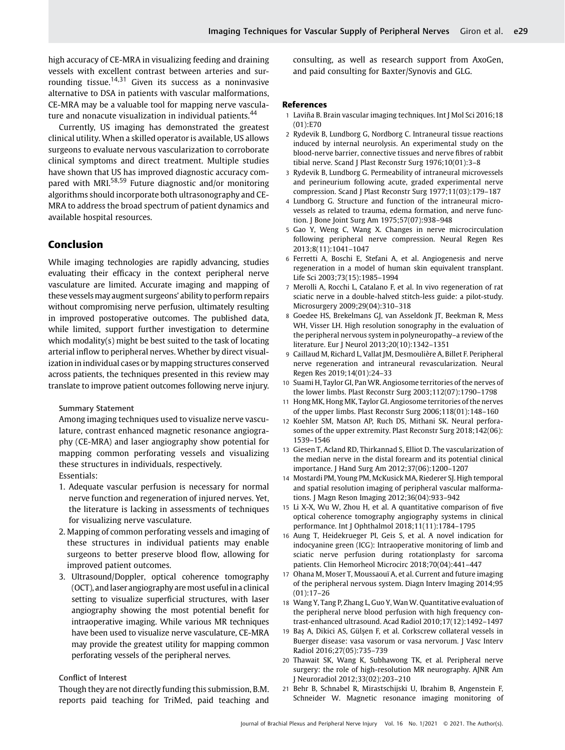high accuracy of CE-MRA in visualizing feeding and draining vessels with excellent contrast between arteries and surrounding tissue.[14,31] Given its success as a noninvasive alternative to DSA in patients with vascular malformations, CE-MRA may be a valuable tool for mapping nerve vasculature and nonacute visualization in individual patients.[44]

Currently, US imaging has demonstrated the greatest clinical utility. When a skilled operator is available, US allows surgeons to evaluate nervous vascularization to corroborate clinical symptoms and direct treatment. Multiple studies have shown that US has improved diagnostic accuracy compared with MRI.[58,59] Future diagnostic and/or monitoring algorithms should incorporate both ultrasonography and CE-MRA to address the broad spectrum of patient dynamics and available hospital resources.

## Conclusion

While imaging technologies are rapidly advancing, studies evaluating their efficacy in the context peripheral nerve vasculature are limited. Accurate imaging and mapping of these vessels may augment surgeons' ability to perform repairs without compromising nerve perfusion, ultimately resulting in improved postoperative outcomes. The published data, while limited, support further investigation to determine which modality(s) might be best suited to the task of locating arterial inflow to peripheral nerves. Whether by direct visualization in individual cases or by mapping structures conserved across patients, the techniques presented in this review may translate to improve patient outcomes following nerve injury.

### Summary Statement

Among imaging techniques used to visualize nerve vasculature, contrast enhanced magnetic resonance angiography (CE-MRA) and laser angiography show potential for mapping common perforating vessels and visualizing these structures in individuals, respectively.

Essentials:

1. Adequate vascular perfusion is necessary for normal nerve function and regeneration of injured nerves. Yet, the literature is lacking in assessments of techniques for visualizing nerve vasculature.
2. Mapping of common perforating vessels and imaging of these structures in individual patients may enable surgeons to better preserve blood flow, allowing for improved patient outcomes.
3. Ultrasound/Doppler, optical coherence tomography (OCT), and laser angiography are most useful in a clinical setting to visualize superficial structures, with laser angiography showing the most potential benefit for intraoperative imaging. While various MR techniques have been used to visualize nerve vasculature, CE-MRA may provide the greatest utility for mapping common perforating vessels of the peripheral nerves.

### Conflict of Interest

Though they are not directly funding this submission, B.M. reports paid teaching for TriMed, paid teaching and consulting, as well as research support from AxoGen, and paid consulting for Baxter/Synovis and GLG.

## References

1. Laviña B. Brain vascular imaging techniques. Int J Mol Sci 2016;18 (01):E70
2. Rydevik B, Lundborg G, Nordborg C. Intraneural tissue reactions induced by internal neurolysis. An experimental study on the blood-nerve barrier, connective tissues and nerve fibres of rabbit tibial nerve. Scand J Plast Reconstr Surg 1976;10(01):3–8
3. Rydevik B, Lundborg G. Permeability of intraneural microvessels and perineurium following acute, graded experimental nerve compression. Scand J Plast Reconstr Surg 1977;11(03):179–187
4. Lundborg G. Structure and function of the intraneural microvessels as related to trauma, edema formation, and nerve function. J Bone Joint Surg Am 1975;57(07):938–948
5. Gao Y, Weng C, Wang X. Changes in nerve microcirculation following peripheral nerve compression. Neural Regen Res 2013;8(11):1041–1047
6. Ferretti A, Boschi E, Stefani A, et al. Angiogenesis and nerve regeneration in a model of human skin equivalent transplant. Life Sci 2003;73(15):1985–1994
7. Merolli A, Rocchi L, Catalano F, et al. In vivo regeneration of rat sciatic nerve in a double-halved stitch-less guide: a pilot-study. Microsurgery 2009;29(04):310–318
8. Goedee HS, Brekelmans GJ, van Asseldonk JT, Beekman R, Mess WH, Visser LH. High resolution sonography in the evaluation of the peripheral nervous system in polyneuropathy–a review of the literature. Eur J Neurol 2013;20(10):1342–1351
9. Caillaud M, Richard L, Vallat JM, Desmoulière A, Billet F. Peripheral nerve regeneration and intraneural revascularization. Neural Regen Res 2019;14(01):24–33
10. Suami H, Taylor GI, Pan WR. Angiosome territories of the nerves of the lower limbs. Plast Reconstr Surg 2003;112(07):1790–1798
11. Hong MK, Hong MK, Taylor GI. Angiosome territories of the nerves of the upper limbs. Plast Reconstr Surg 2006;118(01):148–160
12. Koehler SM, Matson AP, Ruch DS, Mithani SK. Neural perforasomes of the upper extremity. Plast Reconstr Surg 2018;142(06): 1539–1546
13. Giesen T, Acland RD, Thirkannad S, Elliot D. The vascularization of the median nerve in the distal forearm and its potential clinical importance. J Hand Surg Am 2012;37(06):1200–1207
14. Mostardi PM, Young PM, McKusick MA, Riederer SJ. High temporal and spatial resolution imaging of peripheral vascular malformations. J Magn Reson Imaging 2012;36(04):933–942
15. Li X-X, Wu W, Zhou H, et al. A quantitative comparison of five optical coherence tomography angiography systems in clinical performance. Int J Ophthalmol 2018;11(11):1784–1795
16. Aung T, Heidekrueger PI, Geis S, et al. A novel indication for indocyanine green (ICG): Intraoperative monitoring of limb and sciatic nerve perfusion during rotationplasty for sarcoma patients. Clin Hemorheol Microcirc 2018;70(04):441–447
17. Ohana M, Moser T, Moussaouï A, et al. Current and future imaging of the peripheral nervous system. Diagn Interv Imaging 2014;95 (01):17–26
18. Wang Y, Tang P, Zhang L, Guo Y, Wan W. Quantitative evaluation of the peripheral nerve blood perfusion with high frequency contrast-enhanced ultrasound. Acad Radiol 2010;17(12):1492–1497
19. Baş A, Dikici AS, Gülşen F, et al. Corkscrew collateral vessels in Buerger disease: vasa vasorum or vasa nervorum. J Vasc Interv Radiol 2016;27(05):735–739
20. Thawait SK, Wang K, Subhawong TK, et al. Peripheral nerve surgery: the role of high-resolution MR neurography. AJNR Am J Neuroradiol 2012;33(02):203–210
21. Behr B, Schnabel R, Mirastschijski U, Ibrahim B, Angenstein F, Schneider W. Magnetic resonance imaging monitoring of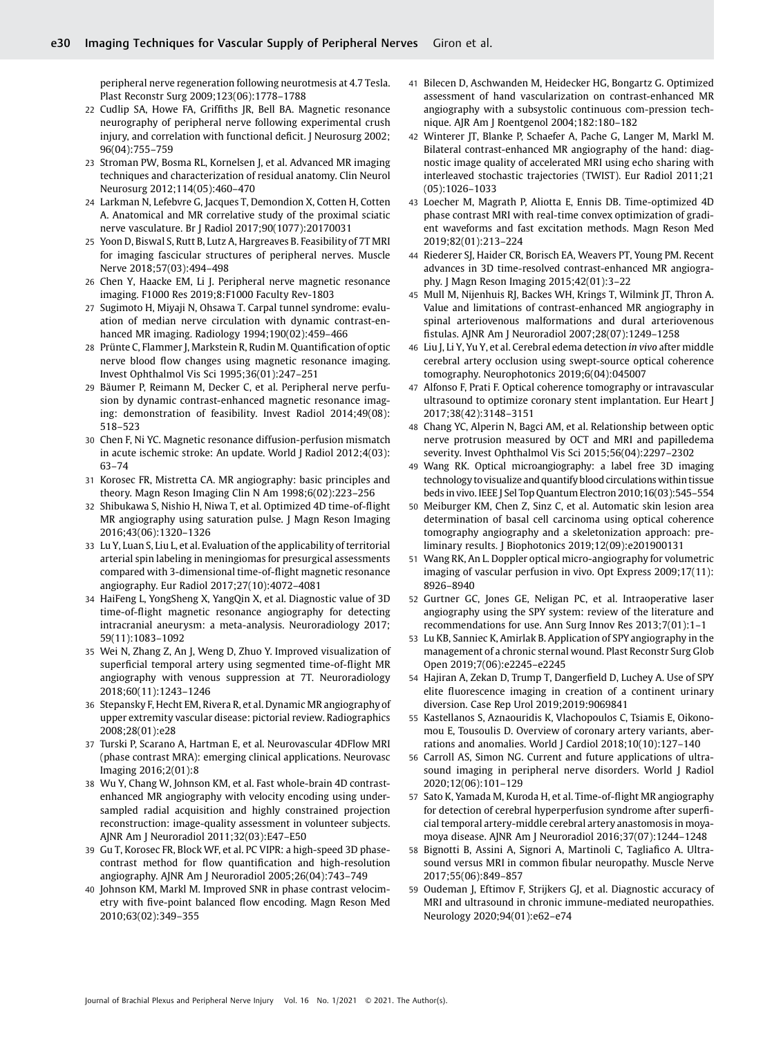peripheral nerve regeneration following neurotmesis at 4.7 Tesla. Plast Reconstr Surg 2009;123(06):1778–1788

22 Cudlip SA, Howe FA, Griffiths JR, Bell BA. Magnetic resonance neurography of peripheral nerve following experimental crush injury, and correlation with functional deficit. J Neurosurg 2002; 96(04):755–759

23 Stroman PW, Bosma RL, Kornelsen J, et al. Advanced MR imaging techniques and characterization of residual anatomy. Clin Neurol Neurosurg 2012;114(05):460–470

24 Larkman N, Lefebvre G, Jacques T, Demondion X, Cotten H, Cotten A. Anatomical and MR correlative study of the proximal sciatic nerve vasculature. Br J Radiol 2017;90(1077):20170031

25 Yoon D, Biswal S, Rutt B, Lutz A, Hargreaves B. Feasibility of 7T MRI for imaging fascicular structures of peripheral nerves. Muscle Nerve 2018;57(03):494–498

26 Chen Y, Haacke EM, Li J. Peripheral nerve magnetic resonance imaging. F1000 Res 2019;8:F1000 Faculty Rev-1803

27 Sugimoto H, Miyaji N, Ohsawa T. Carpal tunnel syndrome: evaluation of median nerve circulation with dynamic contrast-enhanced MR imaging. Radiology 1994;190(02):459–466

28 Prünte C, Flammer J, Markstein R, Rudin M. Quantification of optic nerve blood flow changes using magnetic resonance imaging. Invest Ophthalmol Vis Sci 1995;36(01):247–251

29 Bäumer P, Reimann M, Decker C, et al. Peripheral nerve perfusion by dynamic contrast-enhanced magnetic resonance imaging: demonstration of feasibility. Invest Radiol 2014;49(08): 518–523

30 Chen F, Ni YC. Magnetic resonance diffusion-perfusion mismatch in acute ischemic stroke: An update. World J Radiol 2012;4(03): 63–74

31 Korosec FR, Mistretta CA. MR angiography: basic principles and theory. Magn Reson Imaging Clin N Am 1998;6(02):223–256

32 Shibukawa S, Nishio H, Niwa T, et al. Optimized 4D time-of-flight MR angiography using saturation pulse. J Magn Reson Imaging 2016;43(06):1320–1326

33 Lu Y, Luan S, Liu L, et al. Evaluation of the applicability of territorial arterial spin labeling in meningiomas for presurgical assessments compared with 3-dimensional time-of-flight magnetic resonance angiography. Eur Radiol 2017;27(10):4072–4081

34 HaiFeng L, YongSheng X, YangQin X, et al. Diagnostic value of 3D time-of-flight magnetic resonance angiography for detecting intracranial aneurysm: a meta-analysis. Neuroradiology 2017; 59(11):1083–1092

35 Wei N, Zhang Z, An J, Weng D, Zhuo Y. Improved visualization of superficial temporal artery using segmented time-of-flight MR angiography with venous suppression at 7T. Neuroradiology 2018;60(11):1243–1246

36 Stepansky F, Hecht EM, Rivera R, et al. Dynamic MR angiography of upper extremity vascular disease: pictorial review. Radiographics 2008;28(01):e28

37 Turski P, Scarano A, Hartman E, et al. Neurovascular 4DFlow MRI (phase contrast MRA): emerging clinical applications. Neurovasc Imaging 2016;2(01):8

38 Wu Y, Chang W, Johnson KM, et al. Fast whole-brain 4D contrast-enhanced MR angiography with velocity encoding using undersampled radial acquisition and highly constrained projection reconstruction: image-quality assessment in volunteer subjects. AJNR Am J Neuroradiol 2011;32(03):E47–E50

39 Gu T, Korosec FR, Block WF, et al. PC VIPR: a high-speed 3D phase-contrast method for flow quantification and high-resolution angiography. AJNR Am J Neuroradiol 2005;26(04):743–749

40 Johnson KM, Markl M. Improved SNR in phase contrast velocimetry with five-point balanced flow encoding. Magn Reson Med 2010;63(02):349–355

41 Bilecen D, Aschwanden M, Heidecker HG, Bongartz G. Optimized assessment of hand vascularization on contrast-enhanced MR angiography with a subsystolic continuous com-pression technique. AJR Am J Roentgenol 2004;182:180–182

42 Winterer JT, Blanke P, Schaefer A, Pache G, Langer M, Markl M. Bilateral contrast-enhanced MR angiography of the hand: diagnostic image quality of accelerated MRI using echo sharing with interleaved stochastic trajectories (TWIST). Eur Radiol 2011;21 (05):1026–1033

43 Loecher M, Magrath P, Aliotta E, Ennis DB. Time-optimized 4D phase contrast MRI with real-time convex optimization of gradient waveforms and fast excitation methods. Magn Reson Med 2019;82(01):213–224

44 Riederer SJ, Haider CR, Borisch EA, Weavers PT, Young PM. Recent advances in 3D time-resolved contrast-enhanced MR angiography. J Magn Reson Imaging 2015;42(01):3–22

45 Mull M, Nijenhuis RJ, Backes WH, Krings T, Wilmink JT, Thron A. Value and limitations of contrast-enhanced MR angiography in spinal arteriovenous malformations and dural arteriovenous fistulas. AJNR Am J Neuroradiol 2007;28(07):1249–1258

46 Liu J, Li Y, Yu Y, et al. Cerebral edema detection *in vivo* after middle cerebral artery occlusion using swept-source optical coherence tomography. Neurophotonics 2019;6(04):045007

47 Alfonso F, Prati F. Optical coherence tomography or intravascular ultrasound to optimize coronary stent implantation. Eur Heart J 2017;38(42):3148–3151

48 Chang YC, Alperin N, Bagci AM, et al. Relationship between optic nerve protrusion measured by OCT and MRI and papilledema severity. Invest Ophthalmol Vis Sci 2015;56(04):2297–2302

49 Wang RK. Optical microangiography: a label free 3D imaging technology to visualize and quantify blood circulations within tissue beds in vivo. IEEE J Sel Top Quantum Electron 2010;16(03):545–554

50 Meiburger KM, Chen Z, Sinz C, et al. Automatic skin lesion area determination of basal cell carcinoma using optical coherence tomography angiography and a skeletonization approach: preliminary results. J Biophotonics 2019;12(09):e201900131

51 Wang RK, An L. Doppler optical micro-angiography for volumetric imaging of vascular perfusion in vivo. Opt Express 2009;17(11): 8926–8940

52 Gurtner GC, Jones GE, Neligan PC, et al. Intraoperative laser angiography using the SPY system: review of the literature and recommendations for use. Ann Surg Innov Res 2013;7(01):1–1

53 Lu KB, Sanniec K, Amirlak B. Application of SPY angiography in the management of a chronic sternal wound. Plast Reconstr Surg Glob Open 2019;7(06):e2245–e2245

54 Hajiran A, Zekan D, Trump T, Dangerfield D, Luchey A. Use of SPY elite fluorescence imaging in creation of a continent urinary diversion. Case Rep Urol 2019;2019:9069841

55 Kastellanos S, Aznaouridis K, Vlachopoulos C, Tsiamis E, Oikonomou E, Tousoulis D. Overview of coronary artery variants, aberrations and anomalies. World J Cardiol 2018;10(10):127–140

56 Carroll AS, Simon NG. Current and future applications of ultrasound imaging in peripheral nerve disorders. World J Radiol 2020;12(06):101–129

57 Sato K, Yamada M, Kuroda H, et al. Time-of-flight MR angiography for detection of cerebral hyperperfusion syndrome after superficial temporal artery-middle cerebral artery anastomosis in moyamoya disease. AJNR Am J Neuroradiol 2016;37(07):1244–1248

58 Bignotti B, Assini A, Signori A, Martinoli C, Tagliafico A. Ultrasound versus MRI in common fibular neuropathy. Muscle Nerve 2017;55(06):849–857

59 Oudeman J, Eftimov F, Strijkers GJ, et al. Diagnostic accuracy of MRI and ultrasound in chronic immune-mediated neuropathies. Neurology 2020;94(01):e62–e74